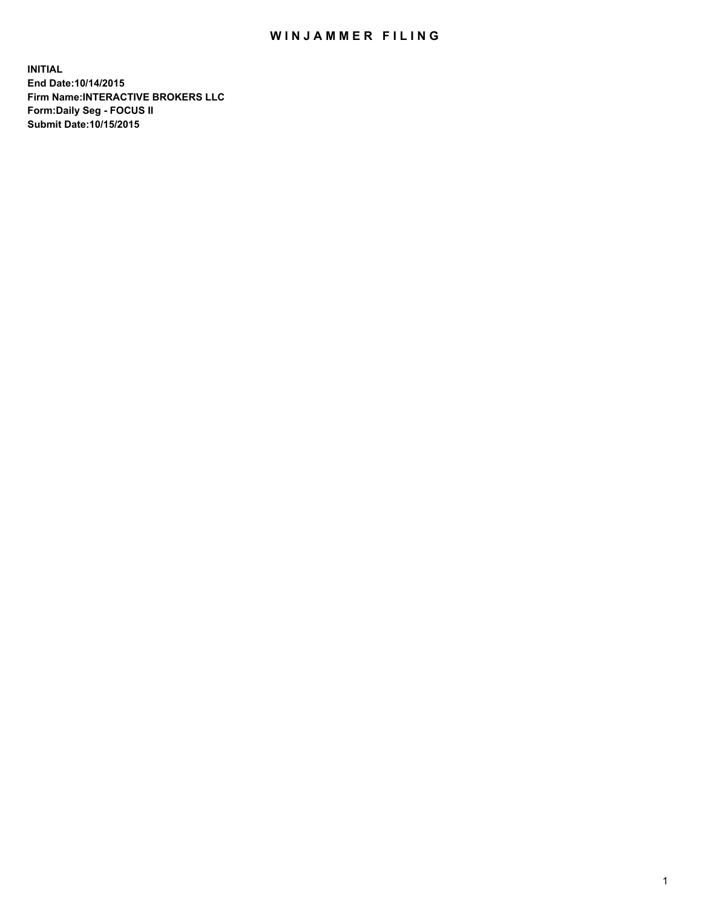# WINJAMMER FILING

**INITIAL**
**End Date:10/14/2015**
**Firm Name:INTERACTIVE BROKERS LLC**
**Form:Daily Seg - FOCUS II**
**Submit Date:10/15/2015**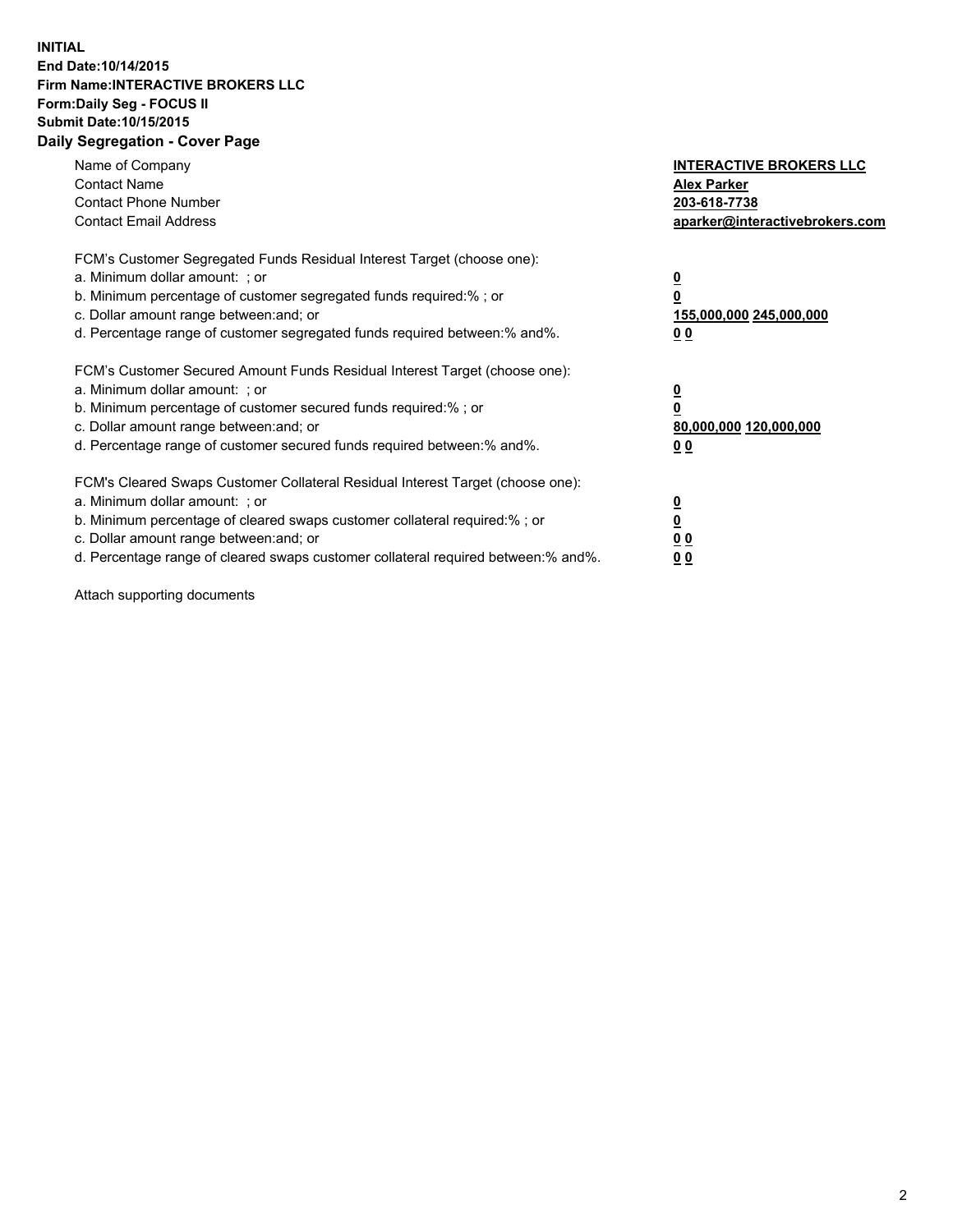**INITIAL**
**End Date:10/14/2015**
**Firm Name:INTERACTIVE BROKERS LLC**
**Form:Daily Seg - FOCUS II**
**Submit Date:10/15/2015**
**Daily Segregation - Cover Page**

| | |
|---|---|
| Name of Company | **INTERACTIVE BROKERS LLC** |
| Contact Name | **Alex Parker** |
| Contact Phone Number | **203-618-7738** |
| Contact Email Address | **aparker@interactivebrokers.com** |

FCM's Customer Segregated Funds Residual Interest Target (choose one):

| | |
|---|---|
| a. Minimum dollar amount: ; or | **0** |
| b. Minimum percentage of customer segregated funds required:% ; or | **0** |
| c. Dollar amount range between:and; or | **155,000,000 245,000,000** |
| d. Percentage range of customer segregated funds required between:% and%. | **0 0** |

FCM's Customer Secured Amount Funds Residual Interest Target (choose one):

| | |
|---|---|
| a. Minimum dollar amount: ; or | **0** |
| b. Minimum percentage of customer secured funds required:% ; or | **0** |
| c. Dollar amount range between:and; or | **80,000,000 120,000,000** |
| d. Percentage range of customer secured funds required between:% and%. | **0 0** |

FCM's Cleared Swaps Customer Collateral Residual Interest Target (choose one):

| | |
|---|---|
| a. Minimum dollar amount: ; or | **0** |
| b. Minimum percentage of cleared swaps customer collateral required:% ; or | **0** |
| c. Dollar amount range between:and; or | **0 0** |
| d. Percentage range of cleared swaps customer collateral required between:% and%. | **0 0** |

Attach supporting documents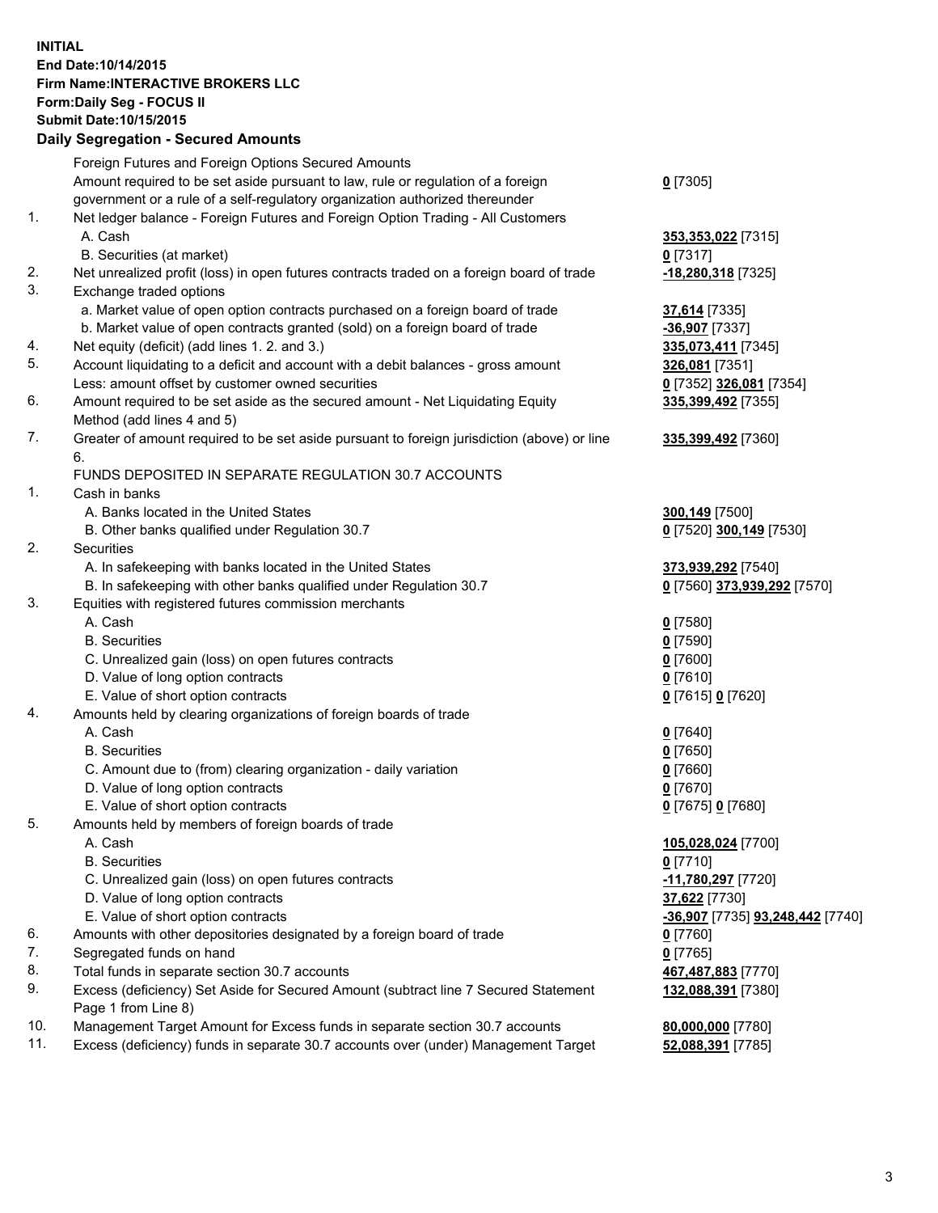**INITIAL**
**End Date:10/14/2015**
**Firm Name:INTERACTIVE BROKERS LLC**
**Form:Daily Seg - FOCUS II**
**Submit Date:10/15/2015**

## Daily Segregation - Secured Amounts

| | | |
|---|---|---|
| | Foreign Futures and Foreign Options Secured Amounts | |
| | Amount required to be set aside pursuant to law, rule or regulation of a foreign government or a rule of a self-regulatory organization authorized thereunder | **0** [7305] |
| 1. | Net ledger balance - Foreign Futures and Foreign Option Trading - All Customers | |
| | A. Cash | **353,353,022** [7315] |
| | B. Securities (at market) | **0** [7317] |
| 2. | Net unrealized profit (loss) in open futures contracts traded on a foreign board of trade | **-18,280,318** [7325] |
| 3. | Exchange traded options | |
| | a. Market value of open option contracts purchased on a foreign board of trade | **37,614** [7335] |
| | b. Market value of open contracts granted (sold) on a foreign board of trade | **-36,907** [7337] |
| 4. | Net equity (deficit) (add lines 1. 2. and 3.) | **335,073,411** [7345] |
| 5. | Account liquidating to a deficit and account with a debit balances - gross amount | **326,081** [7351] |
| | Less: amount offset by customer owned securities | **0** [7352] **326,081** [7354] |
| 6. | Amount required to be set aside as the secured amount - Net Liquidating Equity Method (add lines 4 and 5) | **335,399,492** [7355] |
| 7. | Greater of amount required to be set aside pursuant to foreign jurisdiction (above) or line 6. | **335,399,492** [7360] |
| | FUNDS DEPOSITED IN SEPARATE REGULATION 30.7 ACCOUNTS | |
| 1. | Cash in banks | |
| | A. Banks located in the United States | **300,149** [7500] |
| | B. Other banks qualified under Regulation 30.7 | **0** [7520] **300,149** [7530] |
| 2. | Securities | |
| | A. In safekeeping with banks located in the United States | **373,939,292** [7540] |
| | B. In safekeeping with other banks qualified under Regulation 30.7 | **0** [7560] **373,939,292** [7570] |
| 3. | Equities with registered futures commission merchants | |
| | A. Cash | **0** [7580] |
| | B. Securities | **0** [7590] |
| | C. Unrealized gain (loss) on open futures contracts | **0** [7600] |
| | D. Value of long option contracts | **0** [7610] |
| | E. Value of short option contracts | **0** [7615] **0** [7620] |
| 4. | Amounts held by clearing organizations of foreign boards of trade | |
| | A. Cash | **0** [7640] |
| | B. Securities | **0** [7650] |
| | C. Amount due to (from) clearing organization - daily variation | **0** [7660] |
| | D. Value of long option contracts | **0** [7670] |
| | E. Value of short option contracts | **0** [7675] **0** [7680] |
| 5. | Amounts held by members of foreign boards of trade | |
| | A. Cash | **105,028,024** [7700] |
| | B. Securities | **0** [7710] |
| | C. Unrealized gain (loss) on open futures contracts | **-11,780,297** [7720] |
| | D. Value of long option contracts | **37,622** [7730] |
| | E. Value of short option contracts | **-36,907** [7735] **93,248,442** [7740] |
| 6. | Amounts with other depositories designated by a foreign board of trade | **0** [7760] |
| 7. | Segregated funds on hand | **0** [7765] |
| 8. | Total funds in separate section 30.7 accounts | **467,487,883** [7770] |
| 9. | Excess (deficiency) Set Aside for Secured Amount (subtract line 7 Secured Statement Page 1 from Line 8) | **132,088,391** [7380] |
| 10. | Management Target Amount for Excess funds in separate section 30.7 accounts | **80,000,000** [7780] |
| 11. | Excess (deficiency) funds in separate 30.7 accounts over (under) Management Target | **52,088,391** [7785] |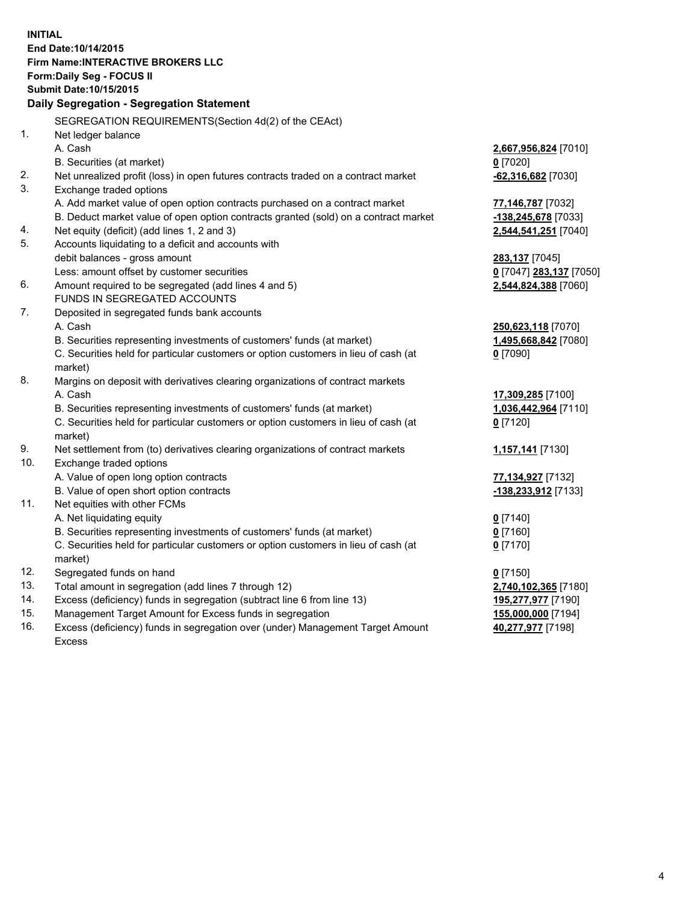**INITIAL**
**End Date:10/14/2015**
**Firm Name:INTERACTIVE BROKERS LLC**
**Form:Daily Seg - FOCUS II**
**Submit Date:10/15/2015**

## Daily Segregation - Segregation Statement

| | | |
|---|---|---|
| | SEGREGATION REQUIREMENTS(Section 4d(2) of the CEAct) | |
| 1. | Net ledger balance | |
| | A. Cash | **2,667,956,824** [7010] |
| | B. Securities (at market) | **0** [7020] |
| 2. | Net unrealized profit (loss) in open futures contracts traded on a contract market | **-62,316,682** [7030] |
| 3. | Exchange traded options | |
| | A. Add market value of open option contracts purchased on a contract market | **77,146,787** [7032] |
| | B. Deduct market value of open option contracts granted (sold) on a contract market | **-138,245,678** [7033] |
| 4. | Net equity (deficit) (add lines 1, 2 and 3) | **2,544,541,251** [7040] |
| 5. | Accounts liquidating to a deficit and accounts with debit balances - gross amount | **283,137** [7045] |
| | Less: amount offset by customer securities | **0** [7047] **283,137** [7050] |
| 6. | Amount required to be segregated (add lines 4 and 5) | **2,544,824,388** [7060] |
| | FUNDS IN SEGREGATED ACCOUNTS | |
| 7. | Deposited in segregated funds bank accounts | |
| | A. Cash | **250,623,118** [7070] |
| | B. Securities representing investments of customers' funds (at market) | **1,495,668,842** [7080] |
| | C. Securities held for particular customers or option customers in lieu of cash (at market) | **0** [7090] |
| 8. | Margins on deposit with derivatives clearing organizations of contract markets | |
| | A. Cash | **17,309,285** [7100] |
| | B. Securities representing investments of customers' funds (at market) | **1,036,442,964** [7110] |
| | C. Securities held for particular customers or option customers in lieu of cash (at market) | **0** [7120] |
| 9. | Net settlement from (to) derivatives clearing organizations of contract markets | **1,157,141** [7130] |
| 10. | Exchange traded options | |
| | A. Value of open long option contracts | **77,134,927** [7132] |
| | B. Value of open short option contracts | **-138,233,912** [7133] |
| 11. | Net equities with other FCMs | |
| | A. Net liquidating equity | **0** [7140] |
| | B. Securities representing investments of customers' funds (at market) | **0** [7160] |
| | C. Securities held for particular customers or option customers in lieu of cash (at market) | **0** [7170] |
| 12. | Segregated funds on hand | **0** [7150] |
| 13. | Total amount in segregation (add lines 7 through 12) | **2,740,102,365** [7180] |
| 14. | Excess (deficiency) funds in segregation (subtract line 6 from line 13) | **195,277,977** [7190] |
| 15. | Management Target Amount for Excess funds in segregation | **155,000,000** [7194] |
| 16. | Excess (deficiency) funds in segregation over (under) Management Target Amount Excess | **40,277,977** [7198] |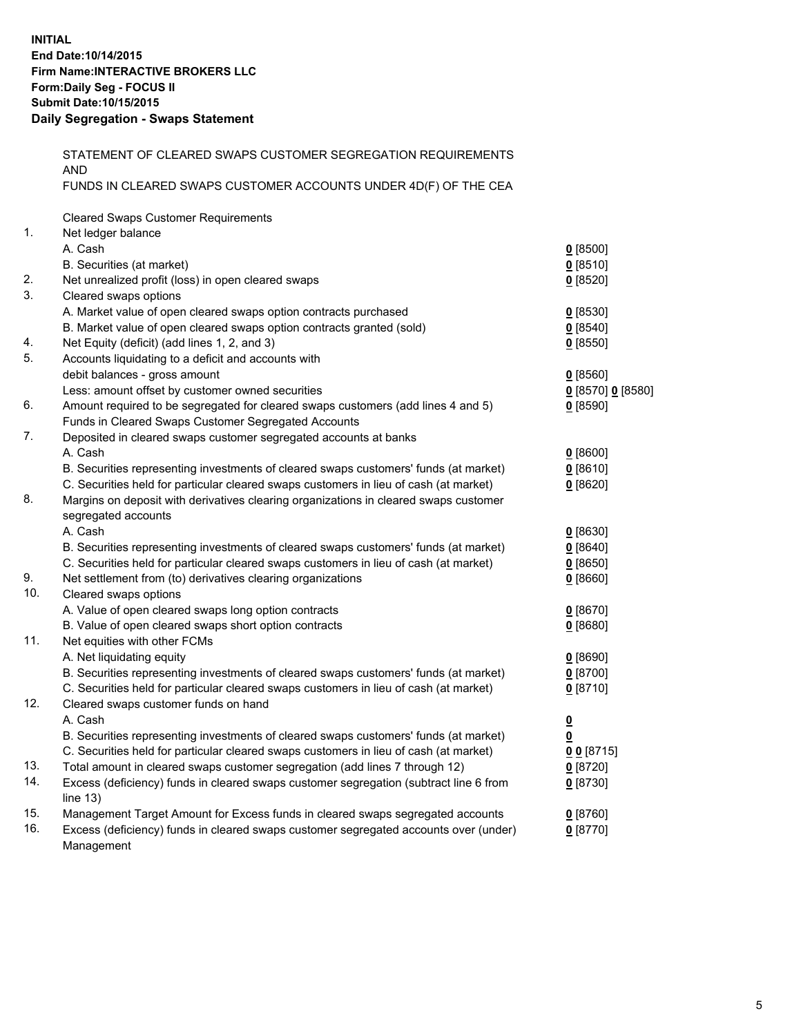**INITIAL**
**End Date:10/14/2015**
**Firm Name:INTERACTIVE BROKERS LLC**
**Form:Daily Seg - FOCUS II**
**Submit Date:10/15/2015**
**Daily Segregation - Swaps Statement**

STATEMENT OF CLEARED SWAPS CUSTOMER SEGREGATION REQUIREMENTS AND FUNDS IN CLEARED SWAPS CUSTOMER ACCOUNTS UNDER 4D(F) OF THE CEA

| | | |
|---|---|---|
| | Cleared Swaps Customer Requirements | |
| 1. | Net ledger balance | |
| | A. Cash | 0 [8500] |
| | B. Securities (at market) | 0 [8510] |
| 2. | Net unrealized profit (loss) in open cleared swaps | 0 [8520] |
| 3. | Cleared swaps options | |
| | A. Market value of open cleared swaps option contracts purchased | 0 [8530] |
| | B. Market value of open cleared swaps option contracts granted (sold) | 0 [8540] |
| 4. | Net Equity (deficit) (add lines 1, 2, and 3) | 0 [8550] |
| 5. | Accounts liquidating to a deficit and accounts with debit balances - gross amount | 0 [8560] |
| | Less: amount offset by customer owned securities | 0 [8570] 0 [8580] |
| 6. | Amount required to be segregated for cleared swaps customers (add lines 4 and 5) | 0 [8590] |
| | Funds in Cleared Swaps Customer Segregated Accounts | |
| 7. | Deposited in cleared swaps customer segregated accounts at banks | |
| | A. Cash | 0 [8600] |
| | B. Securities representing investments of cleared swaps customers' funds (at market) | 0 [8610] |
| | C. Securities held for particular cleared swaps customers in lieu of cash (at market) | 0 [8620] |
| 8. | Margins on deposit with derivatives clearing organizations in cleared swaps customer segregated accounts | |
| | A. Cash | 0 [8630] |
| | B. Securities representing investments of cleared swaps customers' funds (at market) | 0 [8640] |
| | C. Securities held for particular cleared swaps customers in lieu of cash (at market) | 0 [8650] |
| 9. | Net settlement from (to) derivatives clearing organizations | 0 [8660] |
| 10. | Cleared swaps options | |
| | A. Value of open cleared swaps long option contracts | 0 [8670] |
| | B. Value of open cleared swaps short option contracts | 0 [8680] |
| 11. | Net equities with other FCMs | |
| | A. Net liquidating equity | 0 [8690] |
| | B. Securities representing investments of cleared swaps customers' funds (at market) | 0 [8700] |
| | C. Securities held for particular cleared swaps customers in lieu of cash (at market) | 0 [8710] |
| 12. | Cleared swaps customer funds on hand | |
| | A. Cash | 0 |
| | B. Securities representing investments of cleared swaps customers' funds (at market) | 0 |
| | C. Securities held for particular cleared swaps customers in lieu of cash (at market) | 0 0 [8715] |
| 13. | Total amount in cleared swaps customer segregation (add lines 7 through 12) | 0 [8720] |
| 14. | Excess (deficiency) funds in cleared swaps customer segregation (subtract line 6 from line 13) | 0 [8730] |
| 15. | Management Target Amount for Excess funds in cleared swaps segregated accounts | 0 [8760] |
| 16. | Excess (deficiency) funds in cleared swaps customer segregated accounts over (under) Management | 0 [8770] |